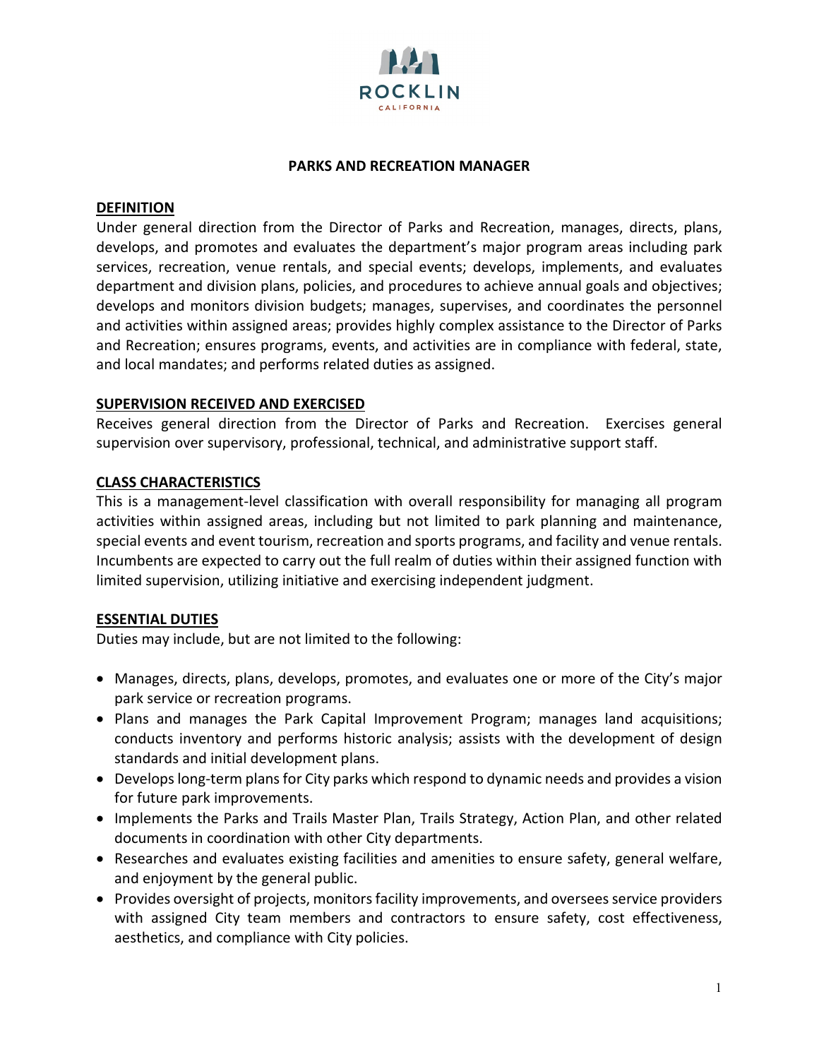ROCKLIN
CALIFORNIA

# PARKS AND RECREATION MANAGER

## DEFINITION

Under general direction from the Director of Parks and Recreation, manages, directs, plans, develops, and promotes and evaluates the department's major program areas including park services, recreation, venue rentals, and special events; develops, implements, and evaluates department and division plans, policies, and procedures to achieve annual goals and objectives; develops and monitors division budgets; manages, supervises, and coordinates the personnel and activities within assigned areas; provides highly complex assistance to the Director of Parks and Recreation; ensures programs, events, and activities are in compliance with federal, state, and local mandates; and performs related duties as assigned.

## SUPERVISION RECEIVED AND EXERCISED

Receives general direction from the Director of Parks and Recreation. Exercises general supervision over supervisory, professional, technical, and administrative support staff.

## CLASS CHARACTERISTICS

This is a management-level classification with overall responsibility for managing all program activities within assigned areas, including but not limited to park planning and maintenance, special events and event tourism, recreation and sports programs, and facility and venue rentals. Incumbents are expected to carry out the full realm of duties within their assigned function with limited supervision, utilizing initiative and exercising independent judgment.

## ESSENTIAL DUTIES

Duties may include, but are not limited to the following:

- Manages, directs, plans, develops, promotes, and evaluates one or more of the City's major park service or recreation programs.
- Plans and manages the Park Capital Improvement Program; manages land acquisitions; conducts inventory and performs historic analysis; assists with the development of design standards and initial development plans.
- Develops long-term plans for City parks which respond to dynamic needs and provides a vision for future park improvements.
- Implements the Parks and Trails Master Plan, Trails Strategy, Action Plan, and other related documents in coordination with other City departments.
- Researches and evaluates existing facilities and amenities to ensure safety, general welfare, and enjoyment by the general public.
- Provides oversight of projects, monitors facility improvements, and oversees service providers with assigned City team members and contractors to ensure safety, cost effectiveness, aesthetics, and compliance with City policies.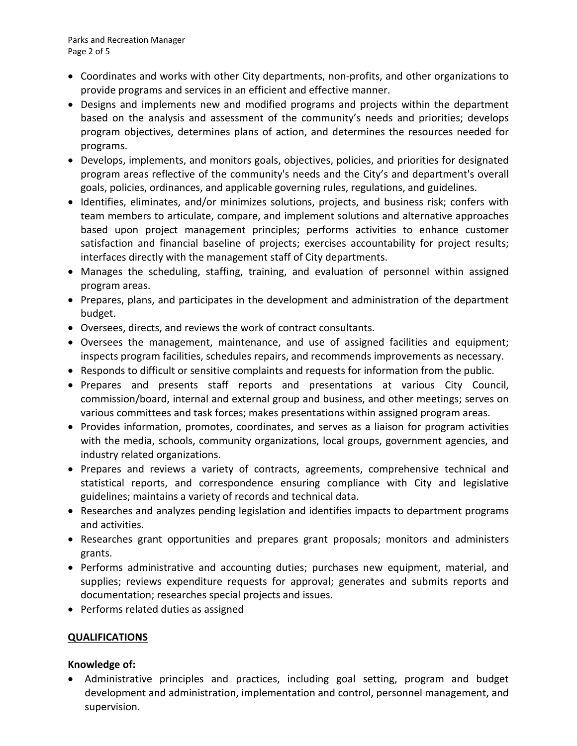- Coordinates and works with other City departments, non-profits, and other organizations to provide programs and services in an efficient and effective manner.
- Designs and implements new and modified programs and projects within the department based on the analysis and assessment of the community's needs and priorities; develops program objectives, determines plans of action, and determines the resources needed for programs.
- Develops, implements, and monitors goals, objectives, policies, and priorities for designated program areas reflective of the community's needs and the City's and department's overall goals, policies, ordinances, and applicable governing rules, regulations, and guidelines.
- Identifies, eliminates, and/or minimizes solutions, projects, and business risk; confers with team members to articulate, compare, and implement solutions and alternative approaches based upon project management principles; performs activities to enhance customer satisfaction and financial baseline of projects; exercises accountability for project results; interfaces directly with the management staff of City departments.
- Manages the scheduling, staffing, training, and evaluation of personnel within assigned program areas.
- Prepares, plans, and participates in the development and administration of the department budget.
- Oversees, directs, and reviews the work of contract consultants.
- Oversees the management, maintenance, and use of assigned facilities and equipment; inspects program facilities, schedules repairs, and recommends improvements as necessary.
- Responds to difficult or sensitive complaints and requests for information from the public.
- Prepares and presents staff reports and presentations at various City Council, commission/board, internal and external group and business, and other meetings; serves on various committees and task forces; makes presentations within assigned program areas.
- Provides information, promotes, coordinates, and serves as a liaison for program activities with the media, schools, community organizations, local groups, government agencies, and industry related organizations.
- Prepares and reviews a variety of contracts, agreements, comprehensive technical and statistical reports, and correspondence ensuring compliance with City and legislative guidelines; maintains a variety of records and technical data.
- Researches and analyzes pending legislation and identifies impacts to department programs and activities.
- Researches grant opportunities and prepares grant proposals; monitors and administers grants.
- Performs administrative and accounting duties; purchases new equipment, material, and supplies; reviews expenditure requests for approval; generates and submits reports and documentation; researches special projects and issues.
- Performs related duties as assigned

## QUALIFICATIONS

**Knowledge of:**

- Administrative principles and practices, including goal setting, program and budget development and administration, implementation and control, personnel management, and supervision.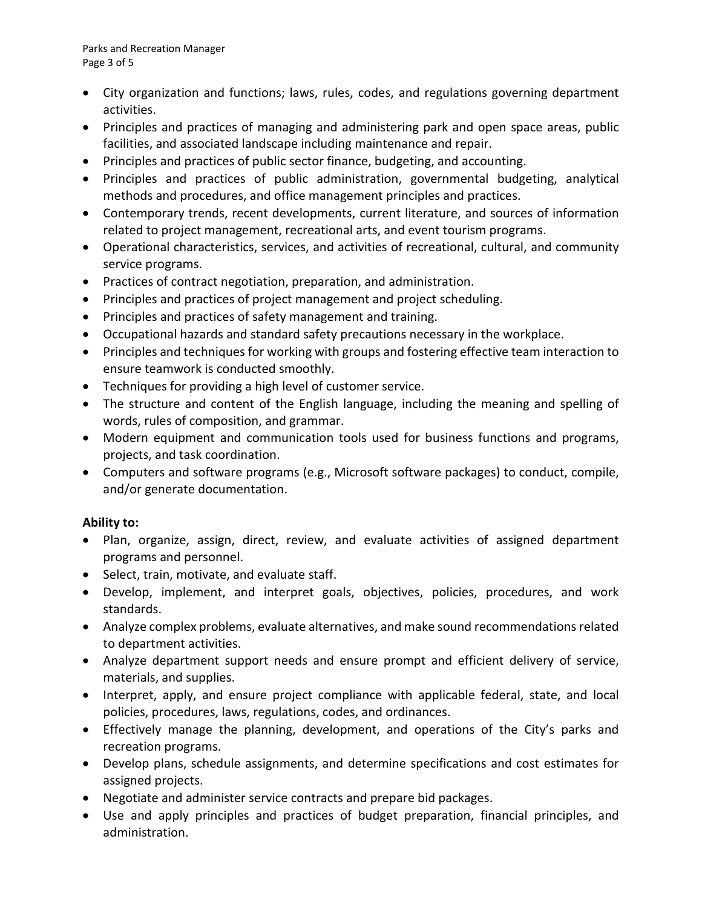- City organization and functions; laws, rules, codes, and regulations governing department activities.
- Principles and practices of managing and administering park and open space areas, public facilities, and associated landscape including maintenance and repair.
- Principles and practices of public sector finance, budgeting, and accounting.
- Principles and practices of public administration, governmental budgeting, analytical methods and procedures, and office management principles and practices.
- Contemporary trends, recent developments, current literature, and sources of information related to project management, recreational arts, and event tourism programs.
- Operational characteristics, services, and activities of recreational, cultural, and community service programs.
- Practices of contract negotiation, preparation, and administration.
- Principles and practices of project management and project scheduling.
- Principles and practices of safety management and training.
- Occupational hazards and standard safety precautions necessary in the workplace.
- Principles and techniques for working with groups and fostering effective team interaction to ensure teamwork is conducted smoothly.
- Techniques for providing a high level of customer service.
- The structure and content of the English language, including the meaning and spelling of words, rules of composition, and grammar.
- Modern equipment and communication tools used for business functions and programs, projects, and task coordination.
- Computers and software programs (e.g., Microsoft software packages) to conduct, compile, and/or generate documentation.

**Ability to:**

- Plan, organize, assign, direct, review, and evaluate activities of assigned department programs and personnel.
- Select, train, motivate, and evaluate staff.
- Develop, implement, and interpret goals, objectives, policies, procedures, and work standards.
- Analyze complex problems, evaluate alternatives, and make sound recommendations related to department activities.
- Analyze department support needs and ensure prompt and efficient delivery of service, materials, and supplies.
- Interpret, apply, and ensure project compliance with applicable federal, state, and local policies, procedures, laws, regulations, codes, and ordinances.
- Effectively manage the planning, development, and operations of the City's parks and recreation programs.
- Develop plans, schedule assignments, and determine specifications and cost estimates for assigned projects.
- Negotiate and administer service contracts and prepare bid packages.
- Use and apply principles and practices of budget preparation, financial principles, and administration.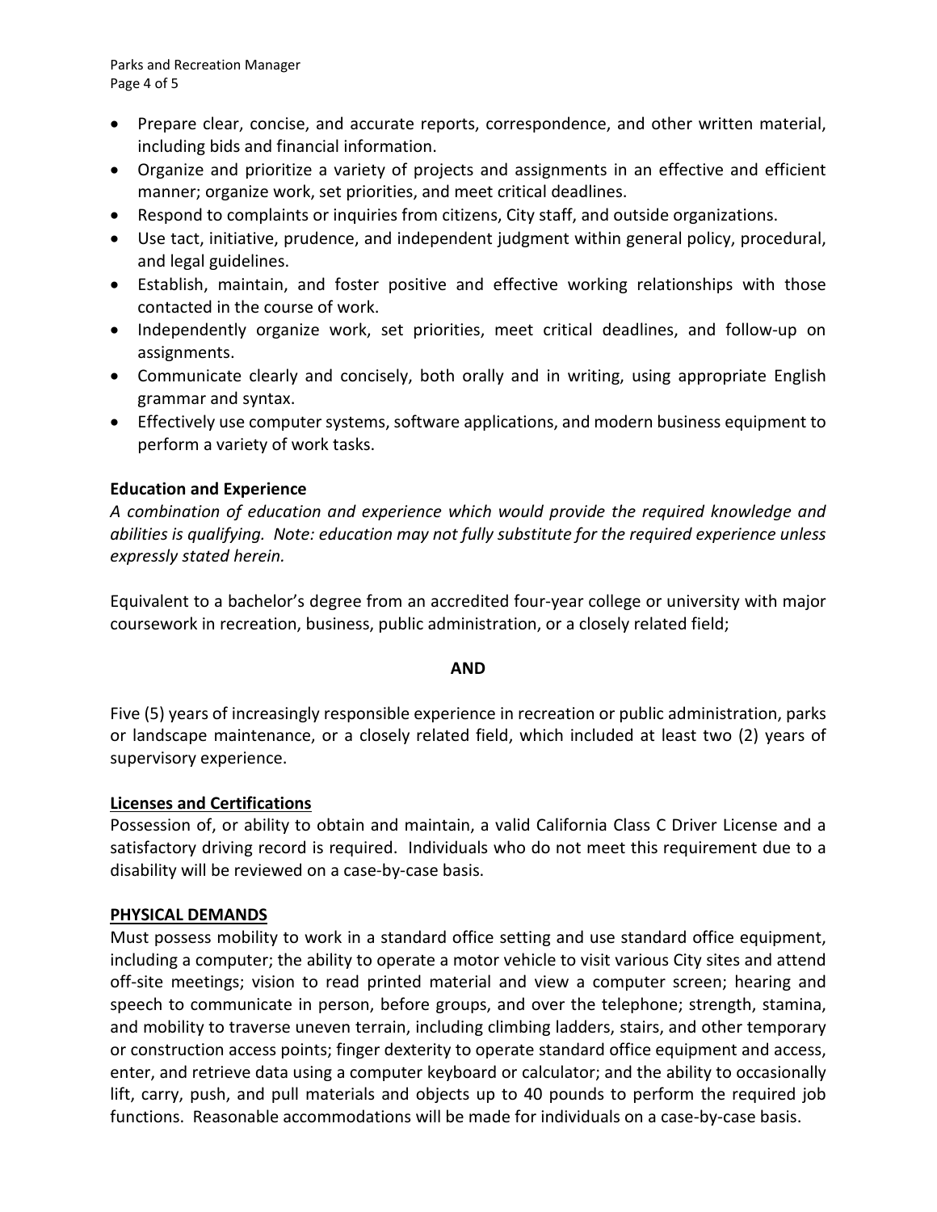- Prepare clear, concise, and accurate reports, correspondence, and other written material, including bids and financial information.
- Organize and prioritize a variety of projects and assignments in an effective and efficient manner; organize work, set priorities, and meet critical deadlines.
- Respond to complaints or inquiries from citizens, City staff, and outside organizations.
- Use tact, initiative, prudence, and independent judgment within general policy, procedural, and legal guidelines.
- Establish, maintain, and foster positive and effective working relationships with those contacted in the course of work.
- Independently organize work, set priorities, meet critical deadlines, and follow-up on assignments.
- Communicate clearly and concisely, both orally and in writing, using appropriate English grammar and syntax.
- Effectively use computer systems, software applications, and modern business equipment to perform a variety of work tasks.

**Education and Experience**

*A combination of education and experience which would provide the required knowledge and abilities is qualifying. Note: education may not fully substitute for the required experience unless expressly stated herein.*

Equivalent to a bachelor's degree from an accredited four-year college or university with major coursework in recreation, business, public administration, or a closely related field;

**AND**

Five (5) years of increasingly responsible experience in recreation or public administration, parks or landscape maintenance, or a closely related field, which included at least two (2) years of supervisory experience.

**Licenses and Certifications**

Possession of, or ability to obtain and maintain, a valid California Class C Driver License and a satisfactory driving record is required. Individuals who do not meet this requirement due to a disability will be reviewed on a case-by-case basis.

**PHYSICAL DEMANDS**

Must possess mobility to work in a standard office setting and use standard office equipment, including a computer; the ability to operate a motor vehicle to visit various City sites and attend off-site meetings; vision to read printed material and view a computer screen; hearing and speech to communicate in person, before groups, and over the telephone; strength, stamina, and mobility to traverse uneven terrain, including climbing ladders, stairs, and other temporary or construction access points; finger dexterity to operate standard office equipment and access, enter, and retrieve data using a computer keyboard or calculator; and the ability to occasionally lift, carry, push, and pull materials and objects up to 40 pounds to perform the required job functions. Reasonable accommodations will be made for individuals on a case-by-case basis.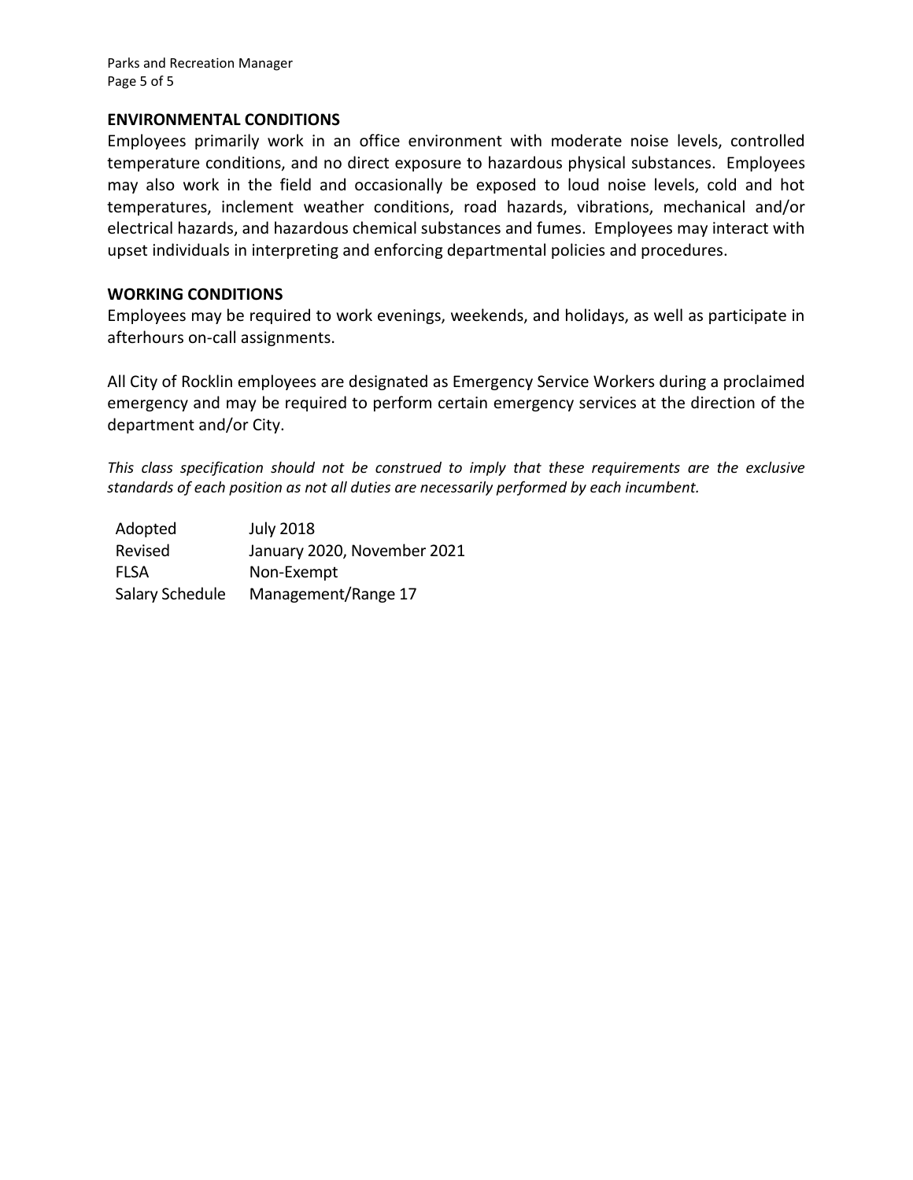## ENVIRONMENTAL CONDITIONS

Employees primarily work in an office environment with moderate noise levels, controlled temperature conditions, and no direct exposure to hazardous physical substances. Employees may also work in the field and occasionally be exposed to loud noise levels, cold and hot temperatures, inclement weather conditions, road hazards, vibrations, mechanical and/or electrical hazards, and hazardous chemical substances and fumes. Employees may interact with upset individuals in interpreting and enforcing departmental policies and procedures.

## WORKING CONDITIONS

Employees may be required to work evenings, weekends, and holidays, as well as participate in afterhours on-call assignments.

All City of Rocklin employees are designated as Emergency Service Workers during a proclaimed emergency and may be required to perform certain emergency services at the direction of the department and/or City.

*This class specification should not be construed to imply that these requirements are the exclusive standards of each position as not all duties are necessarily performed by each incumbent.*

| | |
|---|---|
| Adopted | July 2018 |
| Revised | January 2020, November 2021 |
| FLSA | Non-Exempt |
| Salary Schedule | Management/Range 17 |